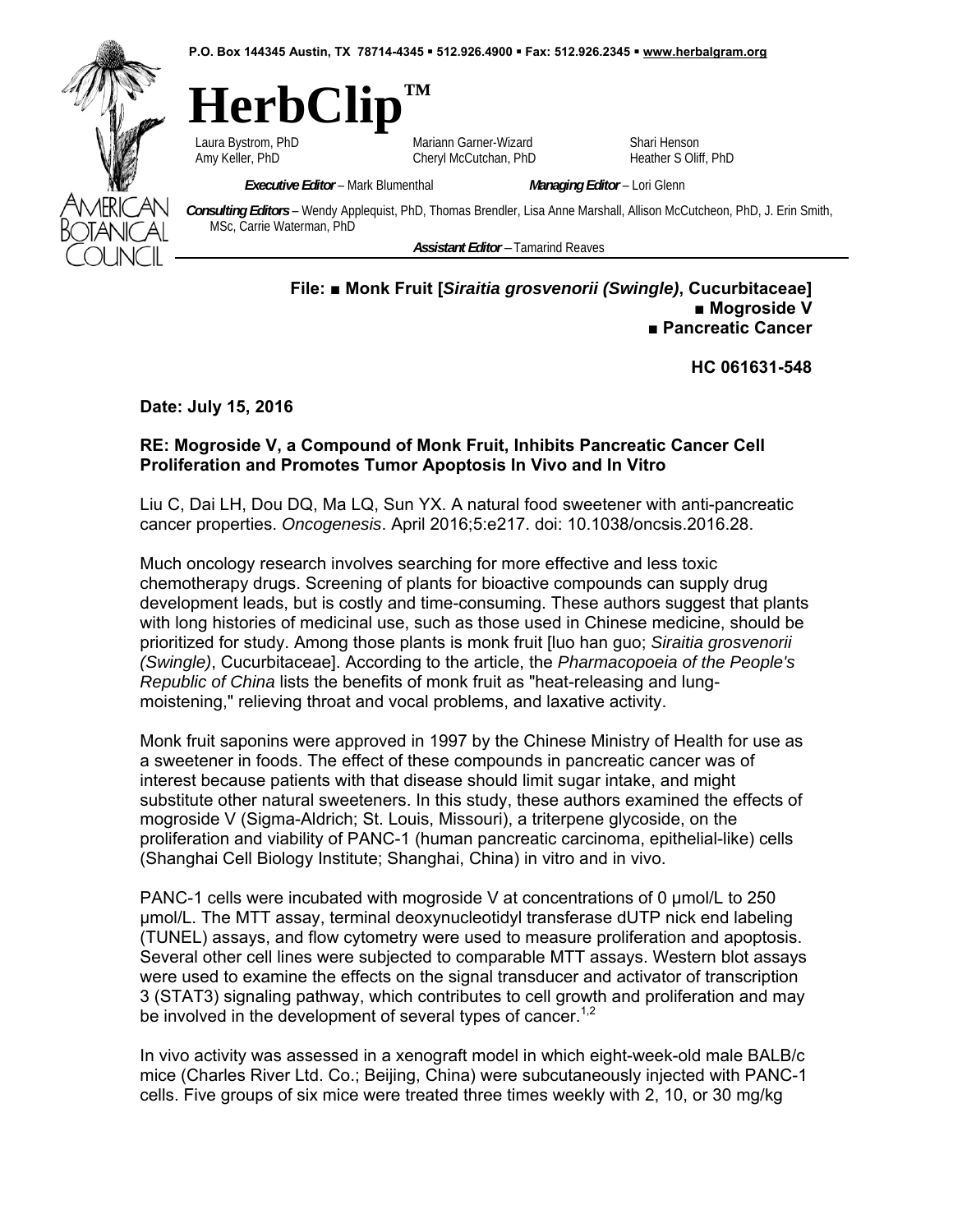P.O. Box 144345 Austin, TX 78714-4345 ▪ 512.926.4900 ▪ Fax: 512.926.2345 ▪ www.herbalgram.org

# HerbClip™

Laura Bystrom, PhD | Mariann Garner-Wizard | Shari Henson
Amy Keller, PhD | Cheryl McCutchan, PhD | Heather S Oliff, PhD

***Executive Editor*** – Mark Blumenthal ***Managing Editor*** – Lori Glenn

***Consulting Editors*** – Wendy Applequist, PhD, Thomas Brendler, Lisa Anne Marshall, Allison McCutcheon, PhD, J. Erin Smith, MSc, Carrie Waterman, PhD

***Assistant Editor*** – Tamarind Reaves

AMERICAN BOTANICAL COUNCIL

**File: ■ Monk Fruit [*Siraitia grosvenorii (Swingle)*, Cucurbitaceae]**
**■ Mogroside V**
**■ Pancreatic Cancer**

**HC 061631-548**

**Date: July 15, 2016**

**RE: Mogroside V, a Compound of Monk Fruit, Inhibits Pancreatic Cancer Cell Proliferation and Promotes Tumor Apoptosis In Vivo and In Vitro**

Liu C, Dai LH, Dou DQ, Ma LQ, Sun YX. A natural food sweetener with anti-pancreatic cancer properties. *Oncogenesis*. April 2016;5:e217. doi: 10.1038/oncsis.2016.28.

Much oncology research involves searching for more effective and less toxic chemotherapy drugs. Screening of plants for bioactive compounds can supply drug development leads, but is costly and time-consuming. These authors suggest that plants with long histories of medicinal use, such as those used in Chinese medicine, should be prioritized for study. Among those plants is monk fruit [luo han guo; *Siraitia grosvenorii (Swingle)*, Cucurbitaceae]. According to the article, the *Pharmacopoeia of the People's Republic of China* lists the benefits of monk fruit as "heat-releasing and lung-moistening," relieving throat and vocal problems, and laxative activity.

Monk fruit saponins were approved in 1997 by the Chinese Ministry of Health for use as a sweetener in foods. The effect of these compounds in pancreatic cancer was of interest because patients with that disease should limit sugar intake, and might substitute other natural sweeteners. In this study, these authors examined the effects of mogroside V (Sigma-Aldrich; St. Louis, Missouri), a triterpene glycoside, on the proliferation and viability of PANC-1 (human pancreatic carcinoma, epithelial-like) cells (Shanghai Cell Biology Institute; Shanghai, China) in vitro and in vivo.

PANC-1 cells were incubated with mogroside V at concentrations of 0 µmol/L to 250 µmol/L. The MTT assay, terminal deoxynucleotidyl transferase dUTP nick end labeling (TUNEL) assays, and flow cytometry were used to measure proliferation and apoptosis. Several other cell lines were subjected to comparable MTT assays. Western blot assays were used to examine the effects on the signal transducer and activator of transcription 3 (STAT3) signaling pathway, which contributes to cell growth and proliferation and may be involved in the development of several types of cancer.[1,2]

In vivo activity was assessed in a xenograft model in which eight-week-old male BALB/c mice (Charles River Ltd. Co.; Beijing, China) were subcutaneously injected with PANC-1 cells. Five groups of six mice were treated three times weekly with 2, 10, or 30 mg/kg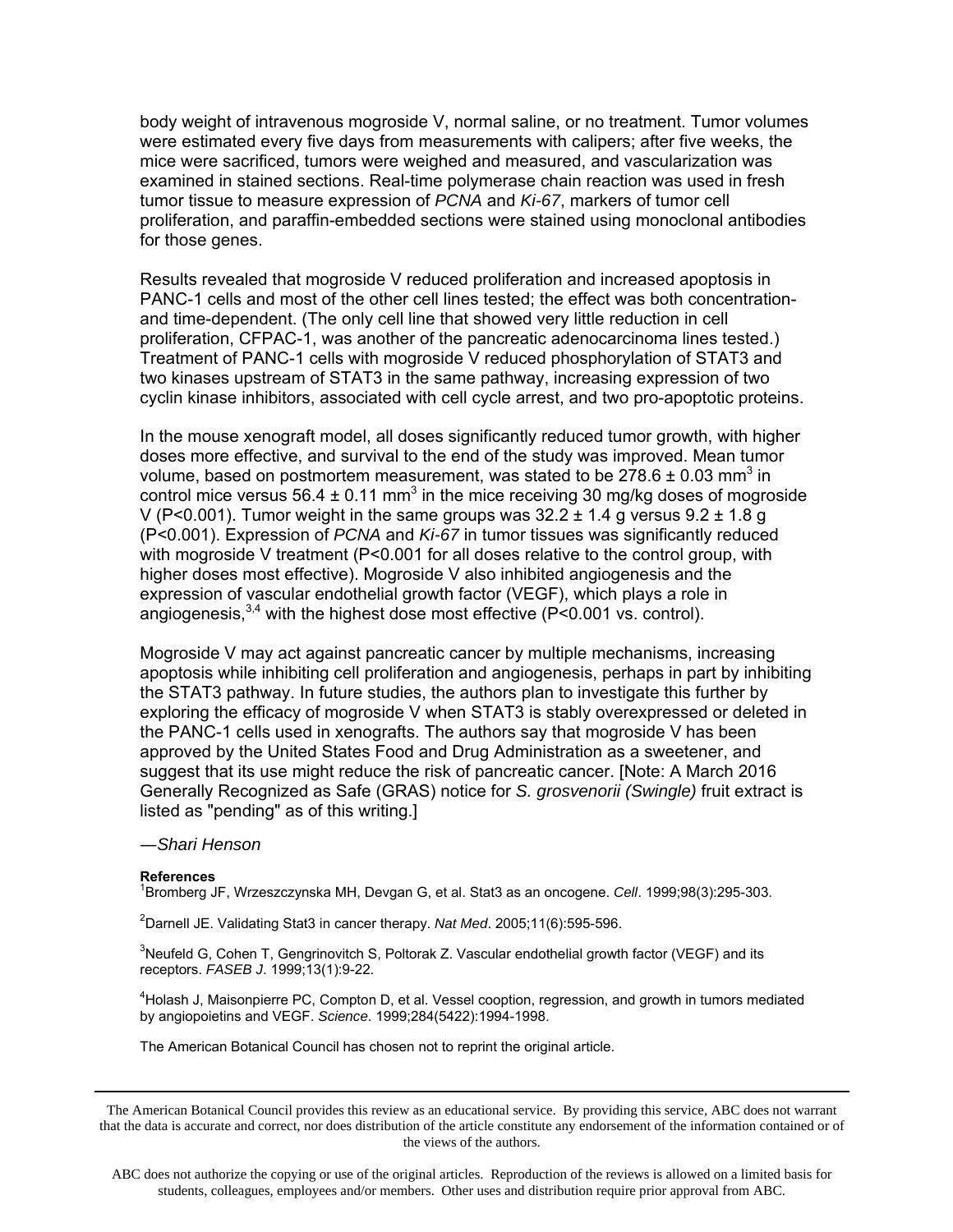body weight of intravenous mogroside V, normal saline, or no treatment. Tumor volumes were estimated every five days from measurements with calipers; after five weeks, the mice were sacrificed, tumors were weighed and measured, and vascularization was examined in stained sections. Real-time polymerase chain reaction was used in fresh tumor tissue to measure expression of *PCNA* and *Ki-67*, markers of tumor cell proliferation, and paraffin-embedded sections were stained using monoclonal antibodies for those genes.

Results revealed that mogroside V reduced proliferation and increased apoptosis in PANC-1 cells and most of the other cell lines tested; the effect was both concentration- and time-dependent. (The only cell line that showed very little reduction in cell proliferation, CFPAC-1, was another of the pancreatic adenocarcinoma lines tested.) Treatment of PANC-1 cells with mogroside V reduced phosphorylation of STAT3 and two kinases upstream of STAT3 in the same pathway, increasing expression of two cyclin kinase inhibitors, associated with cell cycle arrest, and two pro-apoptotic proteins.

In the mouse xenograft model, all doses significantly reduced tumor growth, with higher doses more effective, and survival to the end of the study was improved. Mean tumor volume, based on postmortem measurement, was stated to be 278.6 ± 0.03 $mm^3$ in control mice versus 56.4 ± 0.11 $mm^3$ in the mice receiving 30 mg/kg doses of mogroside V ($P<0.001$). Tumor weight in the same groups was 32.2 ± 1.4 g versus 9.2 ± 1.8 g ($P<0.001$). Expression of *PCNA* and *Ki-67* in tumor tissues was significantly reduced with mogroside V treatment ($P<0.001$ for all doses relative to the control group, with higher doses most effective). Mogroside V also inhibited angiogenesis and the expression of vascular endothelial growth factor (VEGF), which plays a role in angiogenesis,[3,4] with the highest dose most effective ($P<0.001$ vs. control).

Mogroside V may act against pancreatic cancer by multiple mechanisms, increasing apoptosis while inhibiting cell proliferation and angiogenesis, perhaps in part by inhibiting the STAT3 pathway. In future studies, the authors plan to investigate this further by exploring the efficacy of mogroside V when STAT3 is stably overexpressed or deleted in the PANC-1 cells used in xenografts. The authors say that mogroside V has been approved by the United States Food and Drug Administration as a sweetener, and suggest that its use might reduce the risk of pancreatic cancer. [Note: A March 2016 Generally Recognized as Safe (GRAS) notice for *S. grosvenorii (Swingle)* fruit extract is listed as "pending" as of this writing.]

—*Shari Henson*

**References**

[1]Bromberg JF, Wrzeszczynska MH, Devgan G, et al. Stat3 as an oncogene. *Cell*. 1999;98(3):295-303.

[2]Darnell JE. Validating Stat3 in cancer therapy. *Nat Med*. 2005;11(6):595-596.

[3]Neufeld G, Cohen T, Gengrinovitch S, Poltorak Z. Vascular endothelial growth factor (VEGF) and its receptors. *FASEB J*. 1999;13(1):9-22.

[4]Holash J, Maisonpierre PC, Compton D, et al. Vessel cooption, regression, and growth in tumors mediated by angiopoietins and VEGF. *Science*. 1999;284(5422):1994-1998.

The American Botanical Council has chosen not to reprint the original article.

---

The American Botanical Council provides this review as an educational service. By providing this service, ABC does not warrant that the data is accurate and correct, nor does distribution of the article constitute any endorsement of the information contained or of the views of the authors.

ABC does not authorize the copying or use of the original articles. Reproduction of the reviews is allowed on a limited basis for students, colleagues, employees and/or members. Other uses and distribution require prior approval from ABC.